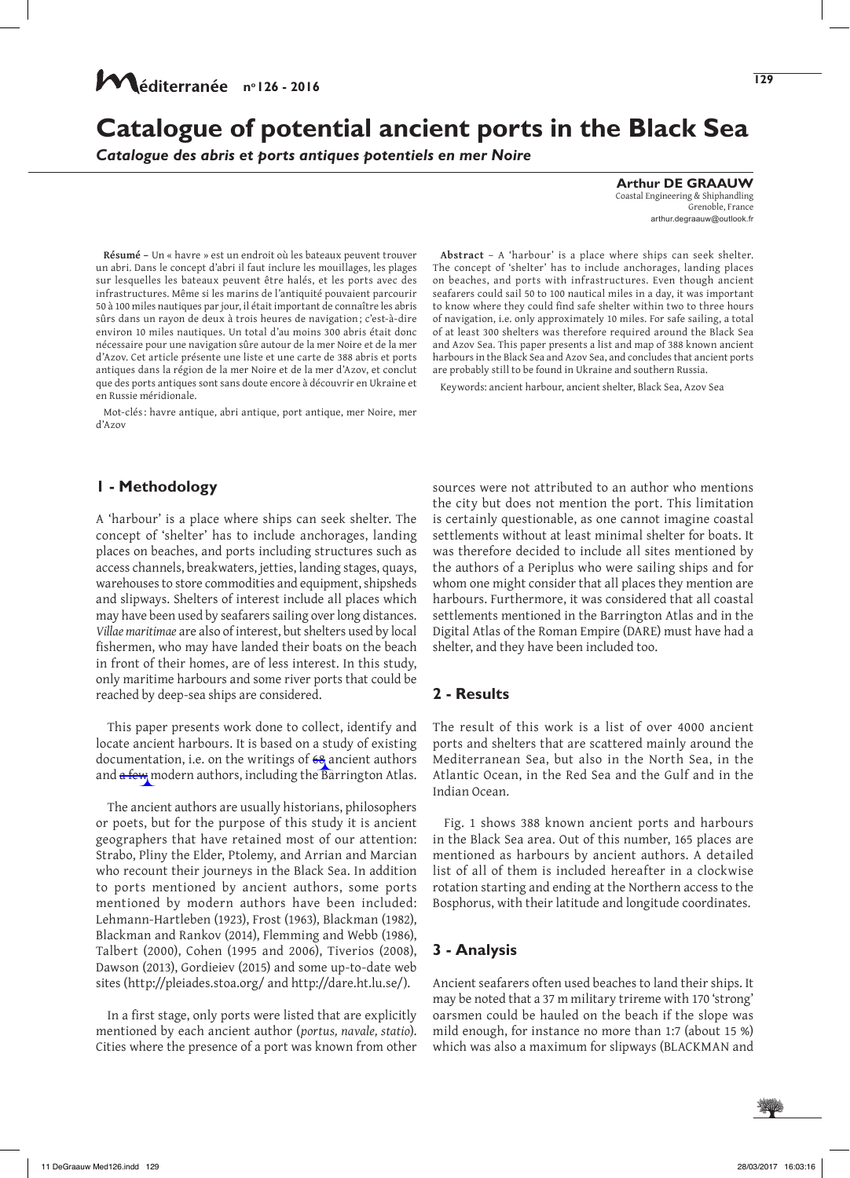# Catalogue of potential ancient ports in the Black Sea

*Catalogue des abris et ports antiques potentiels en mer Noire*

**Arthur DE GRAAUW**
Coastal Engineering & Shiphandling
Grenoble, France
arthur.degraauw@outlook.fr

**Résumé –** Un « havre » est un endroit où les bateaux peuvent trouver un abri. Dans le concept d'abri il faut inclure les mouillages, les plages sur lesquelles les bateaux peuvent être halés, et les ports avec des infrastructures. Même si les marins de l'antiquité pouvaient parcourir 50 à 100 miles nautiques par jour, il était important de connaître les abris sûrs dans un rayon de deux à trois heures de navigation ; c'est-à-dire environ 10 miles nautiques. Un total d'au moins 300 abris était donc nécessaire pour une navigation sûre autour de la mer Noire et de la mer d'Azov. Cet article présente une liste et une carte de 388 abris et ports antiques dans la région de la mer Noire et de la mer d'Azov, et conclut que des ports antiques sont sans doute encore à découvrir en Ukraine et en Russie méridionale.

Mot-clés : havre antique, abri antique, port antique, mer Noire, mer d'Azov

**Abstract –** A 'harbour' is a place where ships can seek shelter. The concept of 'shelter' has to include anchorages, landing places on beaches, and ports with infrastructures. Even though ancient seafarers could sail 50 to 100 nautical miles in a day, it was important to know where they could find safe shelter within two to three hours of navigation, i.e. only approximately 10 miles. For safe sailing, a total of at least 300 shelters was therefore required around the Black Sea and Azov Sea. This paper presents a list and map of 388 known ancient harbours in the Black Sea and Azov Sea, and concludes that ancient ports are probably still to be found in Ukraine and southern Russia.

Keywords: ancient harbour, ancient shelter, Black Sea, Azov Sea

## 1 - Methodology

A 'harbour' is a place where ships can seek shelter. The concept of 'shelter' has to include anchorages, landing places on beaches, and ports including structures such as access channels, breakwaters, jetties, landing stages, quays, warehouses to store commodities and equipment, shipsheds and slipways. Shelters of interest include all places which may have been used by seafarers sailing over long distances. *Villae maritimae* are also of interest, but shelters used by local fishermen, who may have landed their boats on the beach in front of their homes, are of less interest. In this study, only maritime harbours and some river ports that could be reached by deep-sea ships are considered.

This paper presents work done to collect, identify and locate ancient harbours. It is based on a study of existing documentation, i.e. on the writings of ~~62~~ ancient authors and ~~a few~~ modern authors, including the Barrington Atlas.

The ancient authors are usually historians, philosophers or poets, but for the purpose of this study it is ancient geographers that have retained most of our attention: Strabo, Pliny the Elder, Ptolemy, and Arrian and Marcian who recount their journeys in the Black Sea. In addition to ports mentioned by ancient authors, some ports mentioned by modern authors have been included: Lehmann-Hartleben (1923), Frost (1963), Blackman (1982), Blackman and Rankov (2014), Flemming and Webb (1986), Talbert (2000), Cohen (1995 and 2006), Tiverios (2008), Dawson (2013), Gordieiev (2015) and some up-to-date web sites (http://pleiades.stoa.org/ and http://dare.ht.lu.se/).

In a first stage, only ports were listed that are explicitly mentioned by each ancient author (*portus, navale, statio*). Cities where the presence of a port was known from other sources were not attributed to an author who mentions the city but does not mention the port. This limitation is certainly questionable, as one cannot imagine coastal settlements without at least minimal shelter for boats. It was therefore decided to include all sites mentioned by the authors of a Periplus who were sailing ships and for whom one might consider that all places they mention are harbours. Furthermore, it was considered that all coastal settlements mentioned in the Barrington Atlas and in the Digital Atlas of the Roman Empire (DARE) must have had a shelter, and they have been included too.

## 2 - Results

The result of this work is a list of over 4000 ancient ports and shelters that are scattered mainly around the Mediterranean Sea, but also in the North Sea, in the Atlantic Ocean, in the Red Sea and the Gulf and in the Indian Ocean.

Fig. 1 shows 388 known ancient ports and harbours in the Black Sea area. Out of this number, 165 places are mentioned as harbours by ancient authors. A detailed list of all of them is included hereafter in a clockwise rotation starting and ending at the Northern access to the Bosphorus, with their latitude and longitude coordinates.

## 3 - Analysis

Ancient seafarers often used beaches to land their ships. It may be noted that a 37 m military trireme with 170 'strong' oarsmen could be hauled on the beach if the slope was mild enough, for instance no more than 1:7 (about 15 %) which was also a maximum for slipways (BLACKMAN and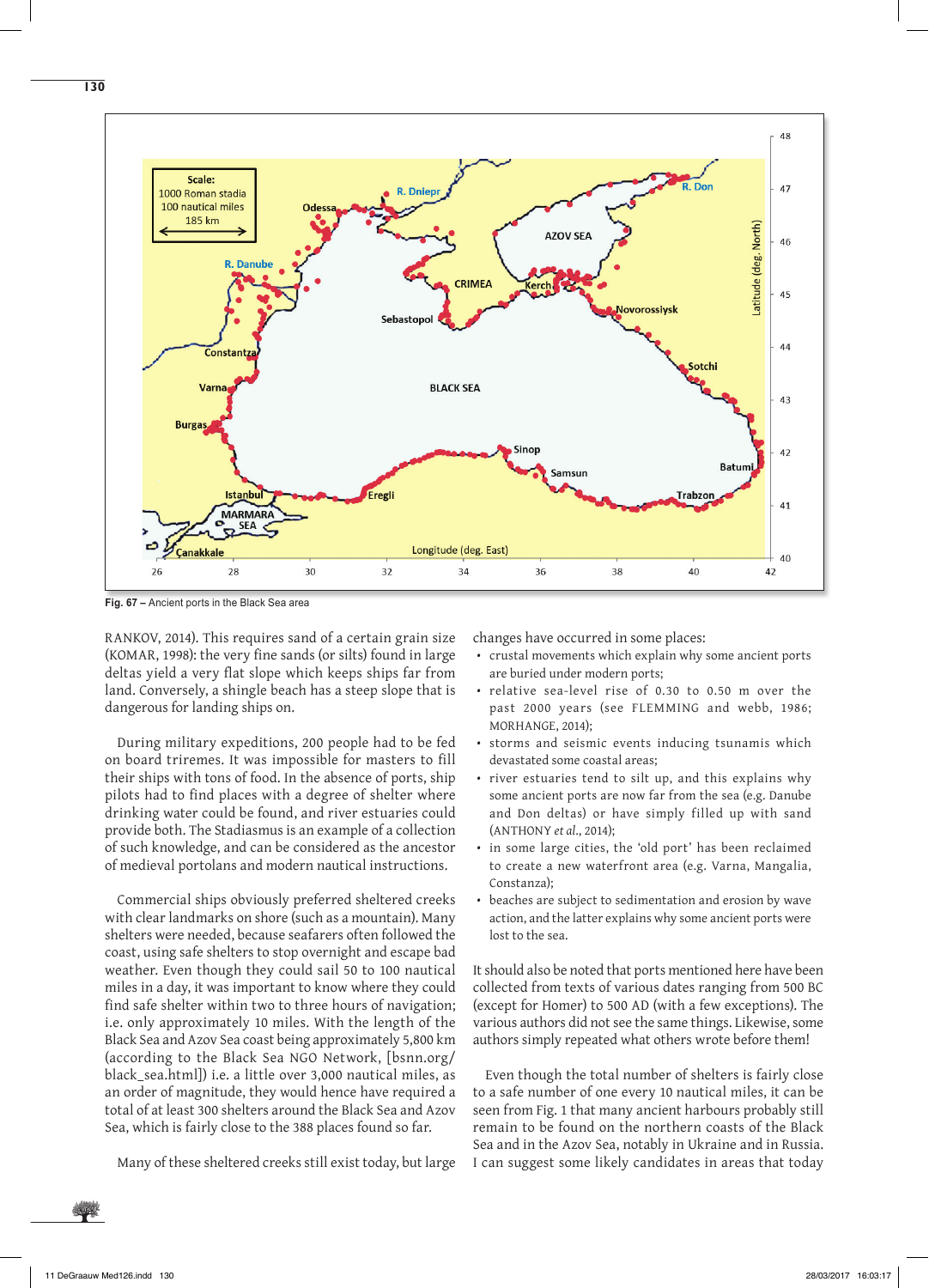Fig. 67 – Ancient ports in the Black Sea area

RANKOV, 2014). This requires sand of a certain grain size (KOMAR, 1998): the very fine sands (or silts) found in large deltas yield a very flat slope which keeps ships far from land. Conversely, a shingle beach has a steep slope that is dangerous for landing ships on.

During military expeditions, 200 people had to be fed on board triremes. It was impossible for masters to fill their ships with tons of food. In the absence of ports, ship pilots had to find places with a degree of shelter where drinking water could be found, and river estuaries could provide both. The Stadiasmus is an example of a collection of such knowledge, and can be considered as the ancestor of medieval portolans and modern nautical instructions.

Commercial ships obviously preferred sheltered creeks with clear landmarks on shore (such as a mountain). Many shelters were needed, because seafarers often followed the coast, using safe shelters to stop overnight and escape bad weather. Even though they could sail 50 to 100 nautical miles in a day, it was important to know where they could find safe shelter within two to three hours of navigation; i.e. only approximately 10 miles. With the length of the Black Sea and Azov Sea coast being approximately 5,800 km (according to the Black Sea NGO Network, [bsnn.org/black_sea.html]) i.e. a little over 3,000 nautical miles, as an order of magnitude, they would hence have required a total of at least 300 shelters around the Black Sea and Azov Sea, which is fairly close to the 388 places found so far.

Many of these sheltered creeks still exist today, but large changes have occurred in some places:

- crustal movements which explain why some ancient ports are buried under modern ports;
- relative sea-level rise of 0.30 to 0.50 m over the past 2000 years (see FLEMMING and webb, 1986; MORHANGE, 2014);
- storms and seismic events inducing tsunamis which devastated some coastal areas;
- river estuaries tend to silt up, and this explains why some ancient ports are now far from the sea (e.g. Danube and Don deltas) or have simply filled up with sand (ANTHONY *et al.*, 2014);
- in some large cities, the 'old port' has been reclaimed to create a new waterfront area (e.g. Varna, Mangalia, Constanza);
- beaches are subject to sedimentation and erosion by wave action, and the latter explains why some ancient ports were lost to the sea.

It should also be noted that ports mentioned here have been collected from texts of various dates ranging from 500 BC (except for Homer) to 500 AD (with a few exceptions). The various authors did not see the same things. Likewise, some authors simply repeated what others wrote before them!

Even though the total number of shelters is fairly close to a safe number of one every 10 nautical miles, it can be seen from Fig. 1 that many ancient harbours probably still remain to be found on the northern coasts of the Black Sea and in the Azov Sea, notably in Ukraine and in Russia. I can suggest some likely candidates in areas that today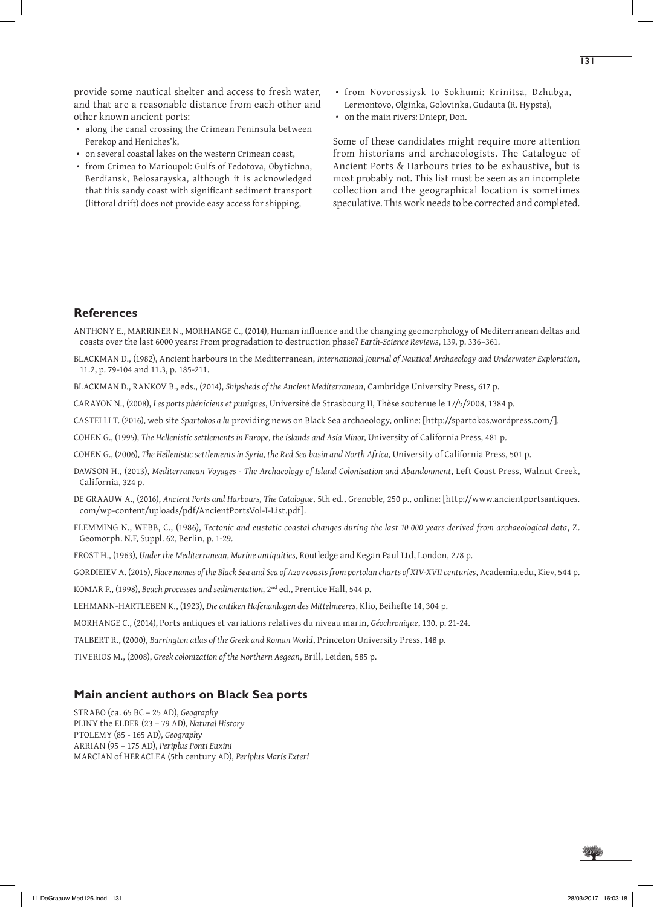provide some nautical shelter and access to fresh water, and that are a reasonable distance from each other and other known ancient ports:

- along the canal crossing the Crimean Peninsula between Perekop and Heniches'k,
- on several coastal lakes on the western Crimean coast,
- from Crimea to Marioupol: Gulfs of Fedotova, Obytichna, Berdiansk, Belosarayska, although it is acknowledged that this sandy coast with significant sediment transport (littoral drift) does not provide easy access for shipping,
- from Novorossiysk to Sokhumi: Krinitsa, Dzhubga, Lermontovo, Olginka, Golovinka, Gudauta (R. Hypsta),
- on the main rivers: Dniepr, Don.

Some of these candidates might require more attention from historians and archaeologists. The Catalogue of Ancient Ports & Harbours tries to be exhaustive, but is most probably not. This list must be seen as an incomplete collection and the geographical location is sometimes speculative. This work needs to be corrected and completed.

## References

ANTHONY E., MARRINER N., MORHANGE C., (2014), Human influence and the changing geomorphology of Mediterranean deltas and coasts over the last 6000 years: From progradation to destruction phase? *Earth-Science Reviews*, 139, p. 336–361.

BLACKMAN D., (1982), Ancient harbours in the Mediterranean, *International Journal of Nautical Archaeology and Underwater Exploration*, 11.2, p. 79-104 and 11.3, p. 185-211.

BLACKMAN D., RANKOV B., eds., (2014), *Shipsheds of the Ancient Mediterranean*, Cambridge University Press, 617 p.

CARAYON N., (2008), *Les ports phéniciens et puniques*, Université de Strasbourg II, Thèse soutenue le 17/5/2008, 1384 p.

CASTELLI T. (2016), web site *Spartokos a lu* providing news on Black Sea archaeology, online: [http://spartokos.wordpress.com/].

COHEN G., (1995), *The Hellenistic settlements in Europe, the islands and Asia Minor,* University of California Press, 481 p.

COHEN G., (2006), *The Hellenistic settlements in Syria, the Red Sea basin and North Africa,* University of California Press, 501 p.

DAWSON H., (2013), *Mediterranean Voyages - The Archaeology of Island Colonisation and Abandonment*, Left Coast Press, Walnut Creek, California, 324 p.

DE GRAAUW A., (2016), *Ancient Ports and Harbours, The Catalogue*, 5th ed., Grenoble, 250 p., online: [http://www.ancientportsantiques.com/wp-content/uploads/pdf/AncientPortsVol-I-List.pdf].

FLEMMING N., WEBB, C., (1986), *Tectonic and eustatic coastal changes during the last 10 000 years derived from archaeological data*, Z. Geomorph. N.F, Suppl. 62, Berlin, p. 1-29.

FROST H., (1963), *Under the Mediterranean, Marine antiquities*, Routledge and Kegan Paul Ltd, London, 278 p.

GORDIEIEV A. (2015), *Place names of the Black Sea and Sea of Azov coasts from portolan charts of XIV-XVII centuries*, Academia.edu, Kiev, 544 p.

KOMAR P., (1998), *Beach processes and sedimentation,* 2nd ed., Prentice Hall, 544 p.

LEHMANN-HARTLEBEN K., (1923), *Die antiken Hafenanlagen des Mittelmeeres*, Klio, Beihefte 14, 304 p.

MORHANGE C., (2014), Ports antiques et variations relatives du niveau marin, *Géochronique*, 130, p. 21-24.

TALBERT R., (2000), *Barrington atlas of the Greek and Roman World*, Princeton University Press, 148 p.

TIVERIOS M., (2008), *Greek colonization of the Northern Aegean*, Brill, Leiden, 585 p.

## Main ancient authors on Black Sea ports

STRABO (ca. 65 BC – 25 AD), *Geography*
PLINY the ELDER (23 – 79 AD), *Natural History*
PTOLEMY (85 - 165 AD), *Geography*
ARRIAN (95 – 175 AD), *Periplus Ponti Euxini*
MARCIAN of HERACLEA (5th century AD), *Periplus Maris Exteri*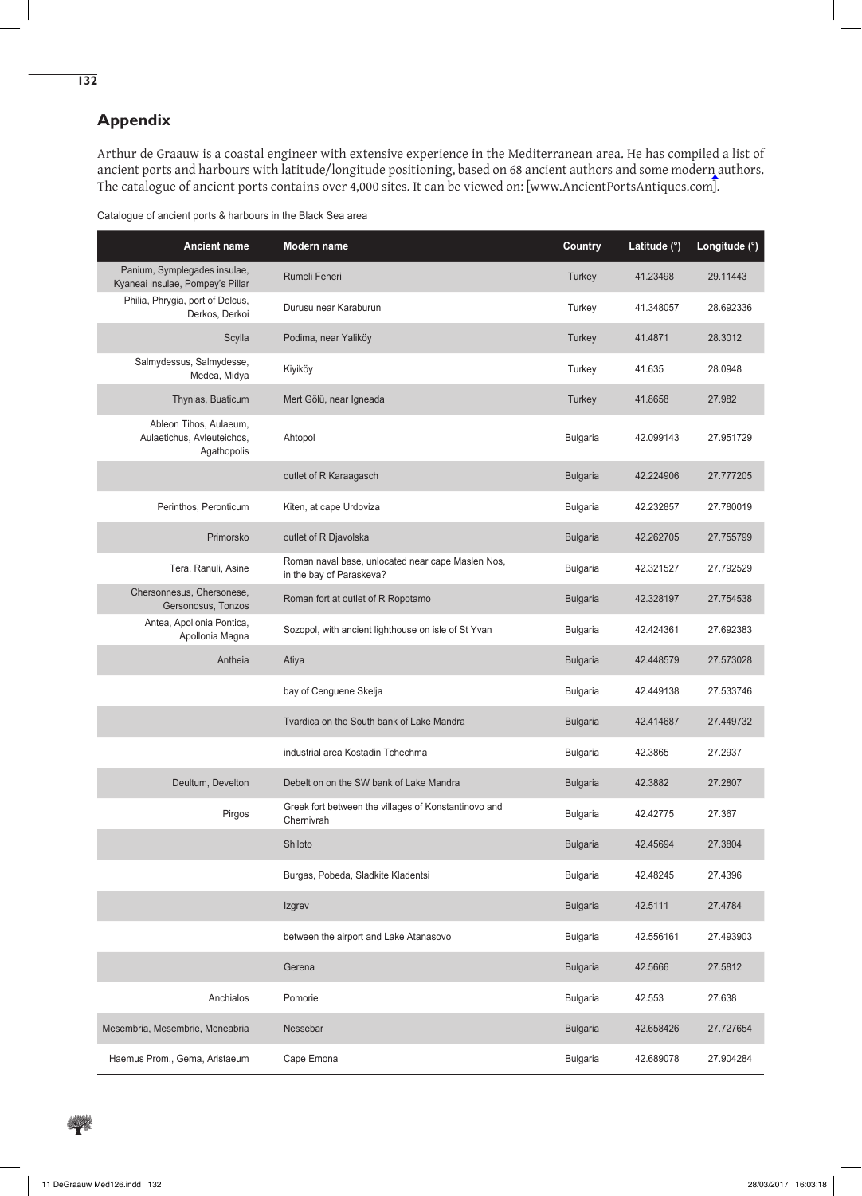## Appendix

Arthur de Graauw is a coastal engineer with extensive experience in the Mediterranean area. He has compiled a list of ancient ports and harbours with latitude/longitude positioning, based on ~~68 ancient authors and some modern~~ authors. The catalogue of ancient ports contains over 4,000 sites. It can be viewed on: [www.AncientPortsAntiques.com].

Catalogue of ancient ports & harbours in the Black Sea area

| Ancient name | Modern name | Country | Latitude (°) | Longitude (°) |
|---|---|---|---|---|
| Panium, Symplegades insulae, Kyaneai insulae, Pompey's Pillar | Rumeli Feneri | Turkey | 41.23498 | 29.11443 |
| Philia, Phrygia, port of Delcus, Derkos, Derkoi | Durusu near Karaburun | Turkey | 41.348057 | 28.692336 |
| Scylla | Podima, near Yaliköy | Turkey | 41.4871 | 28.3012 |
| Salmydessus, Salmydesse, Medea, Midya | Kiyiköy | Turkey | 41.635 | 28.0948 |
| Thynias, Buaticum | Mert Gölü, near Igneada | Turkey | 41.8658 | 27.982 |
| Ableon Tihos, Aulaeum, Aulaetichus, Avleuteichos, Agathopolis | Ahtopol | Bulgaria | 42.099143 | 27.951729 |
| | outlet of R Karaagasch | Bulgaria | 42.224906 | 27.777205 |
| Perinthos, Peronticum | Kiten, at cape Urdoviza | Bulgaria | 42.232857 | 27.780019 |
| Primorsko | outlet of R Djavolska | Bulgaria | 42.262705 | 27.755799 |
| Tera, Ranuli, Asine | Roman naval base, unlocated near cape Maslen Nos, in the bay of Paraskeva? | Bulgaria | 42.321527 | 27.792529 |
| Chersonnesus, Chersonese, Gersonosus, Tonzos | Roman fort at outlet of R Ropotamo | Bulgaria | 42.328197 | 27.754538 |
| Antea, Apollonia Pontica, Apollonia Magna | Sozopol, with ancient lighthouse on isle of St Yvan | Bulgaria | 42.424361 | 27.692383 |
| Antheia | Atiya | Bulgaria | 42.448579 | 27.573028 |
| | bay of Cenguene Skelja | Bulgaria | 42.449138 | 27.533746 |
| | Tvardica on the South bank of Lake Mandra | Bulgaria | 42.414687 | 27.449732 |
| | industrial area Kostadin Tchechma | Bulgaria | 42.3865 | 27.2937 |
| Deultum, Develton | Debelt on on the SW bank of Lake Mandra | Bulgaria | 42.3882 | 27.2807 |
| Pirgos | Greek fort between the villages of Konstantinovo and Chernivrah | Bulgaria | 42.42775 | 27.367 |
| | Shiloto | Bulgaria | 42.45694 | 27.3804 |
| | Burgas, Pobeda, Sladkite Kladentsi | Bulgaria | 42.48245 | 27.4396 |
| | Izgrev | Bulgaria | 42.5111 | 27.4784 |
| | between the airport and Lake Atanasovo | Bulgaria | 42.556161 | 27.493903 |
| | Gerena | Bulgaria | 42.5666 | 27.5812 |
| Anchialos | Pomorie | Bulgaria | 42.553 | 27.638 |
| Mesembria, Mesembrie, Meneabria | Nessebar | Bulgaria | 42.658426 | 27.727654 |
| Haemus Prom., Gema, Aristaeum | Cape Emona | Bulgaria | 42.689078 | 27.904284 |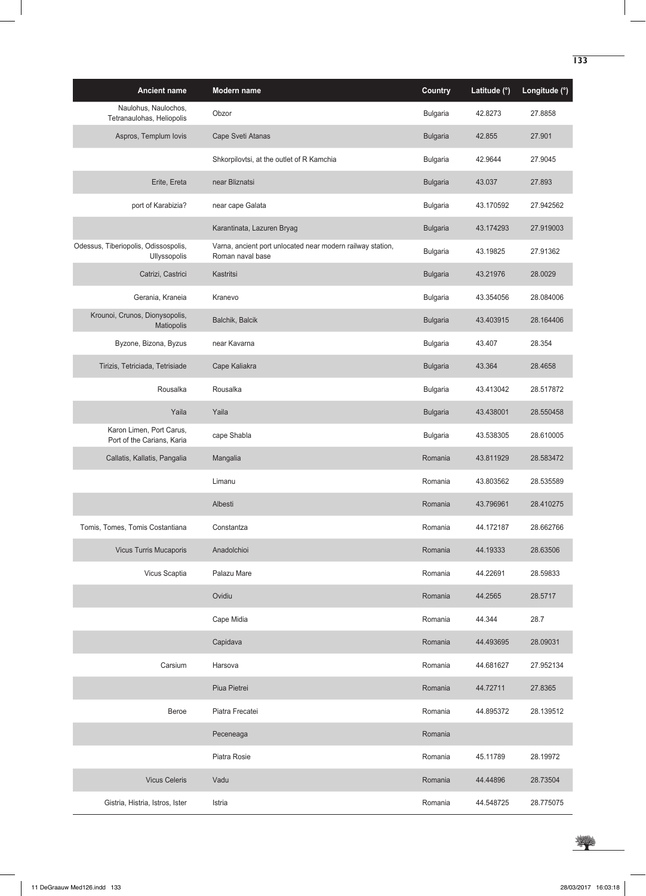| Ancient name | Modern name | Country | Latitude (°) | Longitude (°) |
|---|---|---|---|---|
| Naulohus, Naulochos, Tetranaulohas, Heliopolis | Obzor | Bulgaria | 42.8273 | 27.8858 |
| Aspros, Templum Iovis | Cape Sveti Atanas | Bulgaria | 42.855 | 27.901 |
| | Shkorpilovtsi, at the outlet of R Kamchia | Bulgaria | 42.9644 | 27.9045 |
| Erite, Ereta | near Bliznatsi | Bulgaria | 43.037 | 27.893 |
| port of Karabizia? | near cape Galata | Bulgaria | 43.170592 | 27.942562 |
| | Karantinata, Lazuren Bryag | Bulgaria | 43.174293 | 27.919003 |
| Odessus, Tiberiopolis, Odissopolis, Ullyssopolis | Varna, ancient port unlocated near modern railway station, Roman naval base | Bulgaria | 43.19825 | 27.91362 |
| Catrizi, Castrici | Kastritsi | Bulgaria | 43.21976 | 28.0029 |
| Gerania, Kraneia | Kranevo | Bulgaria | 43.354056 | 28.084006 |
| Krounoi, Crunos, Dionysopolis, Matiopolis | Balchik, Balcik | Bulgaria | 43.403915 | 28.164406 |
| Byzone, Bizona, Byzus | near Kavarna | Bulgaria | 43.407 | 28.354 |
| Tirizis, Tetriciada, Tetrisiade | Cape Kaliakra | Bulgaria | 43.364 | 28.4658 |
| Rousalka | Rousalka | Bulgaria | 43.413042 | 28.517872 |
| Yaila | Yaila | Bulgaria | 43.438001 | 28.550458 |
| Karon Limen, Port Carus, Port of the Carians, Karia | cape Shabla | Bulgaria | 43.538305 | 28.610005 |
| Callatis, Kallatis, Pangalia | Mangalia | Romania | 43.811929 | 28.583472 |
| | Limanu | Romania | 43.803562 | 28.535589 |
| | Albesti | Romania | 43.796961 | 28.410275 |
| Tomis, Tomes, Tomis Costantiana | Constantza | Romania | 44.172187 | 28.662766 |
| Vicus Turris Mucaporis | Anadolchioi | Romania | 44.19333 | 28.63506 |
| Vicus Scaptia | Palazu Mare | Romania | 44.22691 | 28.59833 |
| | Ovidiu | Romania | 44.2565 | 28.5717 |
| | Cape Midia | Romania | 44.344 | 28.7 |
| | Capidava | Romania | 44.493695 | 28.09031 |
| Carsium | Harsova | Romania | 44.681627 | 27.952134 |
| | Piua Pietrei | Romania | 44.72711 | 27.8365 |
| Beroe | Piatra Frecatei | Romania | 44.895372 | 28.139512 |
| | Peceneaga | Romania | | |
| | Piatra Rosie | Romania | 45.11789 | 28.19972 |
| Vicus Celeris | Vadu | Romania | 44.44896 | 28.73504 |
| Gistria, Histria, Istros, Ister | Istria | Romania | 44.548725 | 28.775075 |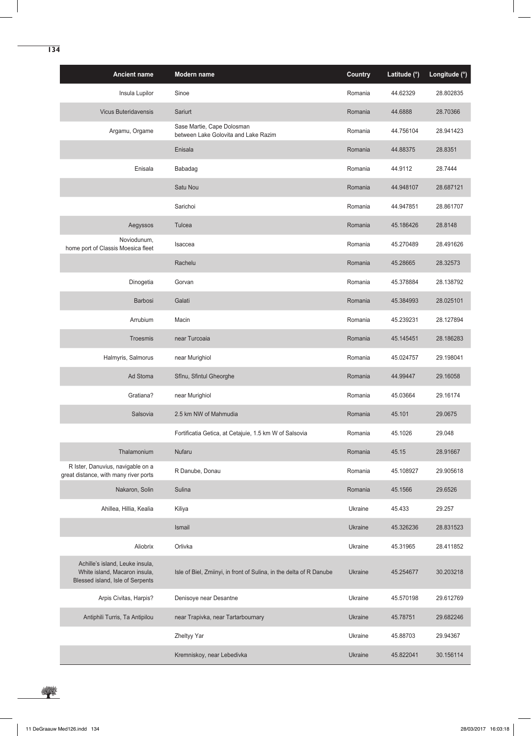| Ancient name | Modern name | Country | Latitude (°) | Longitude (°) |
|---|---|---|---|---|
| Insula Lupilor | Sinoe | Romania | 44.62329 | 28.802835 |
| Vicus Buteridavensis | Sariurt | Romania | 44.6888 | 28.70366 |
| Argamu, Orgame | Sase Martie, Cape Dolosman between Lake Golovita and Lake Razim | Romania | 44.756104 | 28.941423 |
| | Enisala | Romania | 44.88375 | 28.8351 |
| Enisala | Babadag | Romania | 44.9112 | 28.7444 |
| | Satu Nou | Romania | 44.948107 | 28.687121 |
| | Sarichoi | Romania | 44.947851 | 28.861707 |
| Aegyssos | Tulcea | Romania | 45.186426 | 28.8148 |
| Noviodunum, home port of Classis Moesica fleet | Isaccea | Romania | 45.270489 | 28.491626 |
| | Rachelu | Romania | 45.28665 | 28.32573 |
| Dinogetia | Gorvan | Romania | 45.378884 | 28.138792 |
| Barbosi | Galati | Romania | 45.384993 | 28.025101 |
| Arrubium | Macin | Romania | 45.239231 | 28.127894 |
| Troesmis | near Turcoaia | Romania | 45.145451 | 28.186283 |
| Halmyris, Salmorus | near Murighiol | Romania | 45.024757 | 29.198041 |
| Ad Stoma | Sfînu, Sfintul Gheorghe | Romania | 44.99447 | 29.16058 |
| Gratiana? | near Murighiol | Romania | 45.03664 | 29.16174 |
| Salsovia | 2.5 km NW of Mahmudia | Romania | 45.101 | 29.0675 |
| | Fortificatia Getica, at Cetajuie, 1.5 km W of Salsovia | Romania | 45.1026 | 29.048 |
| Thalamonium | Nufaru | Romania | 45.15 | 28.91667 |
| R Ister, Danuvius, navigable on a great distance, with many river ports | R Danube, Donau | Romania | 45.108927 | 29.905618 |
| Nakaron, Solin | Sulina | Romania | 45.1566 | 29.6526 |
| Ahillea, Hillia, Kealia | Kiliya | Ukraine | 45.433 | 29.257 |
| | Ismail | Ukraine | 45.326236 | 28.831523 |
| Aliobrix | Orlivka | Ukraine | 45.31965 | 28.411852 |
| Achille's island, Leuke insula, White island, Macaron insula, Blessed island, Isle of Serpents | Isle of Biel, Zmiinyi, in front of Sulina, in the delta of R Danube | Ukraine | 45.254677 | 30.203218 |
| Arpis Civitas, Harpis? | Denisoye near Desantne | Ukraine | 45.570198 | 29.612769 |
| Antiphili Turris, Ta Antipilou | near Trapivka, near Tartarbournary | Ukraine | 45.78751 | 29.682246 |
| | Zheltyy Yar | Ukraine | 45.88703 | 29.94367 |
| | Kremniskoy, near Lebedivka | Ukraine | 45.822041 | 30.156114 |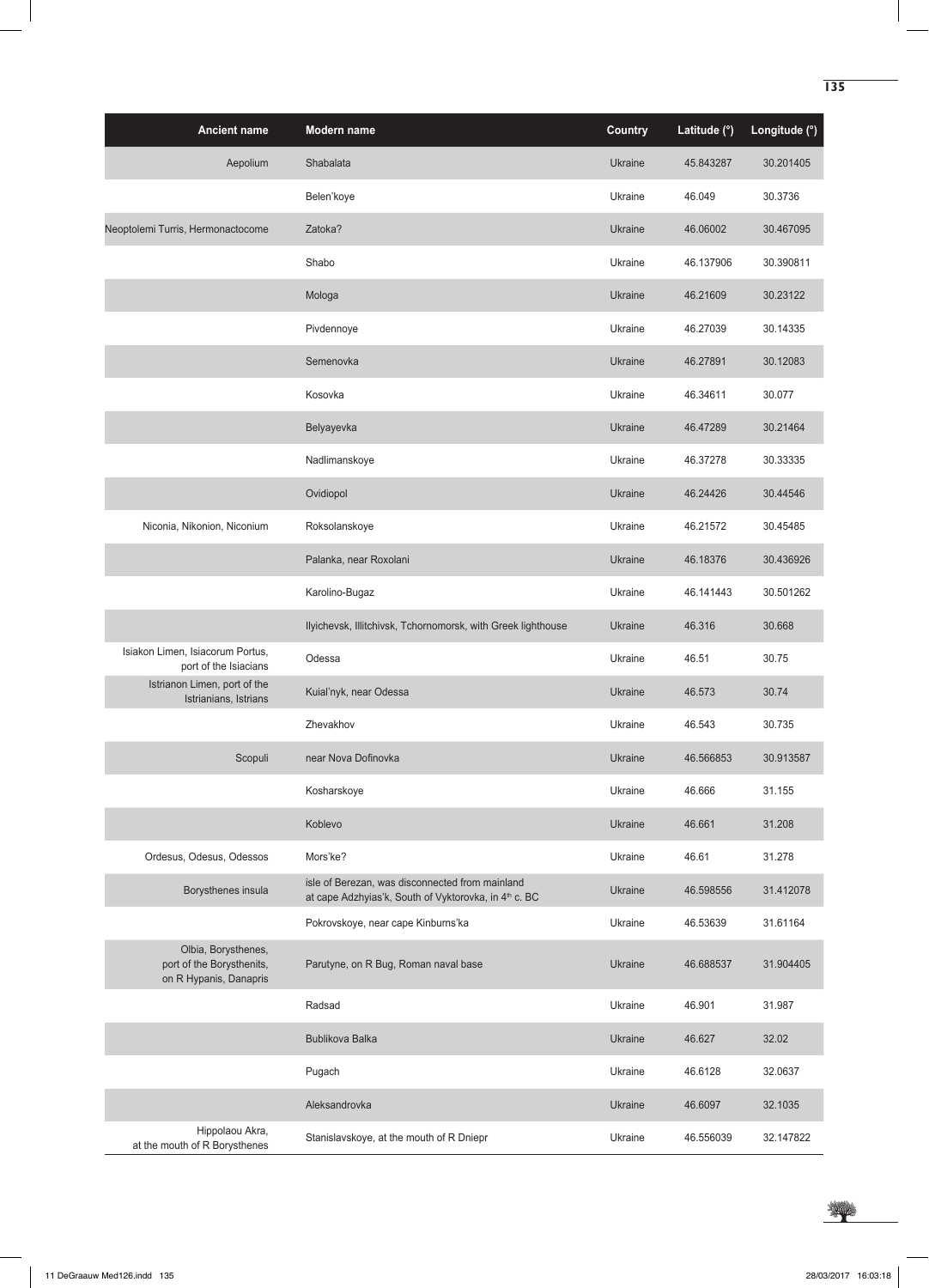| Ancient name | Modern name | Country | Latitude (°) | Longitude (°) |
|---|---|---|---|---|
| Aepolium | Shabalata | Ukraine | 45.843287 | 30.201405 |
| | Belen'koye | Ukraine | 46.049 | 30.3736 |
| Neoptolemi Turris, Hermonactocome | Zatoka? | Ukraine | 46.06002 | 30.467095 |
| | Shabo | Ukraine | 46.137906 | 30.390811 |
| | Mologa | Ukraine | 46.21609 | 30.23122 |
| | Pivdennoye | Ukraine | 46.27039 | 30.14335 |
| | Semenovka | Ukraine | 46.27891 | 30.12083 |
| | Kosovka | Ukraine | 46.34611 | 30.077 |
| | Belyayevka | Ukraine | 46.47289 | 30.21464 |
| | Nadlimanskoye | Ukraine | 46.37278 | 30.33335 |
| | Ovidiopol | Ukraine | 46.24426 | 30.44546 |
| Niconia, Nikonion, Niconium | Roksolanskoye | Ukraine | 46.21572 | 30.45485 |
| | Palanka, near Roxolani | Ukraine | 46.18376 | 30.436926 |
| | Karolino-Bugaz | Ukraine | 46.141443 | 30.501262 |
| | Ilyichevsk, Illitchivsk, Tchornomorsk, with Greek lighthouse | Ukraine | 46.316 | 30.668 |
| Isiakon Limen, Isiacorum Portus, port of the Isiacians | Odessa | Ukraine | 46.51 | 30.75 |
| Istrianon Limen, port of the Istrianians, Istrians | Kuial'nyk, near Odessa | Ukraine | 46.573 | 30.74 |
| | Zhevakhov | Ukraine | 46.543 | 30.735 |
| Scopuli | near Nova Dofinovka | Ukraine | 46.566853 | 30.913587 |
| | Kosharskoye | Ukraine | 46.666 | 31.155 |
| | Koblevo | Ukraine | 46.661 | 31.208 |
| Ordesus, Odesus, Odessos | Mors'ke? | Ukraine | 46.61 | 31.278 |
| Borysthenes insula | isle of Berezan, was disconnected from mainland at cape Adzhyias'k, South of Vyktorovka, in 4th c. BC | Ukraine | 46.598556 | 31.412078 |
| | Pokrovskoye, near cape Kinburns'ka | Ukraine | 46.53639 | 31.61164 |
| Olbia, Borysthenes, port of the Borysthenits, on R Hypanis, Danapris | Parutyne, on R Bug, Roman naval base | Ukraine | 46.688537 | 31.904405 |
| | Radsad | Ukraine | 46.901 | 31.987 |
| | Bublikova Balka | Ukraine | 46.627 | 32.02 |
| | Pugach | Ukraine | 46.6128 | 32.0637 |
| | Aleksandrovka | Ukraine | 46.6097 | 32.1035 |
| Hippolaou Akra, at the mouth of R Borysthenes | Stanislavskoye, at the mouth of R Dniepr | Ukraine | 46.556039 | 32.147822 |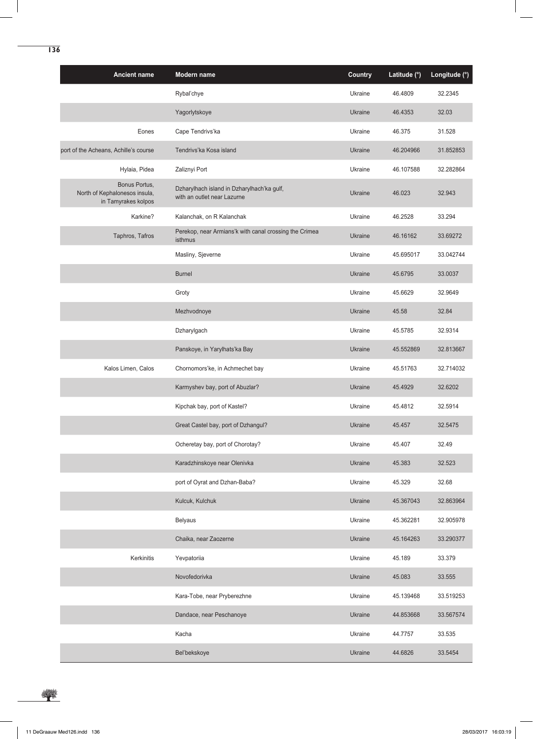| Ancient name | Modern name | Country | Latitude (°) | Longitude (°) |
|---|---|---|---|---|
| | Rybal'chye | Ukraine | 46.4809 | 32.2345 |
| | Yagorlytskoye | Ukraine | 46.4353 | 32.03 |
| Eones | Cape Tendrivs'ka | Ukraine | 46.375 | 31.528 |
| port of the Acheans, Achille's course | Tendrivs'ka Kosa island | Ukraine | 46.204966 | 31.852853 |
| Hylaia, Pidea | Zaliznyi Port | Ukraine | 46.107588 | 32.282864 |
| Bonus Portus, North of Kephalonesos insula, in Tamyrakes kolpos | Dzharylhach island in Dzharylhach'ka gulf, with an outlet near Lazurne | Ukraine | 46.023 | 32.943 |
| Karkine? | Kalanchak, on R Kalanchak | Ukraine | 46.2528 | 33.294 |
| Taphros, Tafros | Perekop, near Armians'k with canal crossing the Crimea isthmus | Ukraine | 46.16162 | 33.69272 |
| | Masliny, Sjeverne | Ukraine | 45.695017 | 33.042744 |
| | Burnel | Ukraine | 45.6795 | 33.0037 |
| | Groty | Ukraine | 45.6629 | 32.9649 |
| | Mezhvodnoye | Ukraine | 45.58 | 32.84 |
| | Dzharylgach | Ukraine | 45.5785 | 32.9314 |
| | Panskoye, in Yarylhats'ka Bay | Ukraine | 45.552869 | 32.813667 |
| Kalos Limen, Calos | Chornomors'ke, in Achmechet bay | Ukraine | 45.51763 | 32.714032 |
| | Karmyshev bay, port of Abuzlar? | Ukraine | 45.4929 | 32.6202 |
| | Kipchak bay, port of Kastel? | Ukraine | 45.4812 | 32.5914 |
| | Great Castel bay, port of Dzhangul? | Ukraine | 45.457 | 32.5475 |
| | Ocheretay bay, port of Chorotay? | Ukraine | 45.407 | 32.49 |
| | Karadzhinskoye near Olenivka | Ukraine | 45.383 | 32.523 |
| | port of Oyrat and Dzhan-Baba? | Ukraine | 45.329 | 32.68 |
| | Kulcuk, Kulchuk | Ukraine | 45.367043 | 32.863964 |
| | Belyaus | Ukraine | 45.362281 | 32.905978 |
| | Chaika, near Zaozerne | Ukraine | 45.164263 | 33.290377 |
| Kerkinitis | Yevpatoriia | Ukraine | 45.189 | 33.379 |
| | Novofedorivka | Ukraine | 45.083 | 33.555 |
| | Kara-Tobe, near Pryberezhne | Ukraine | 45.139468 | 33.519253 |
| | Dandace, near Peschanoye | Ukraine | 44.853668 | 33.567574 |
| | Kacha | Ukraine | 44.7757 | 33.535 |
| | Bel'bekskoye | Ukraine | 44.6826 | 33.5454 |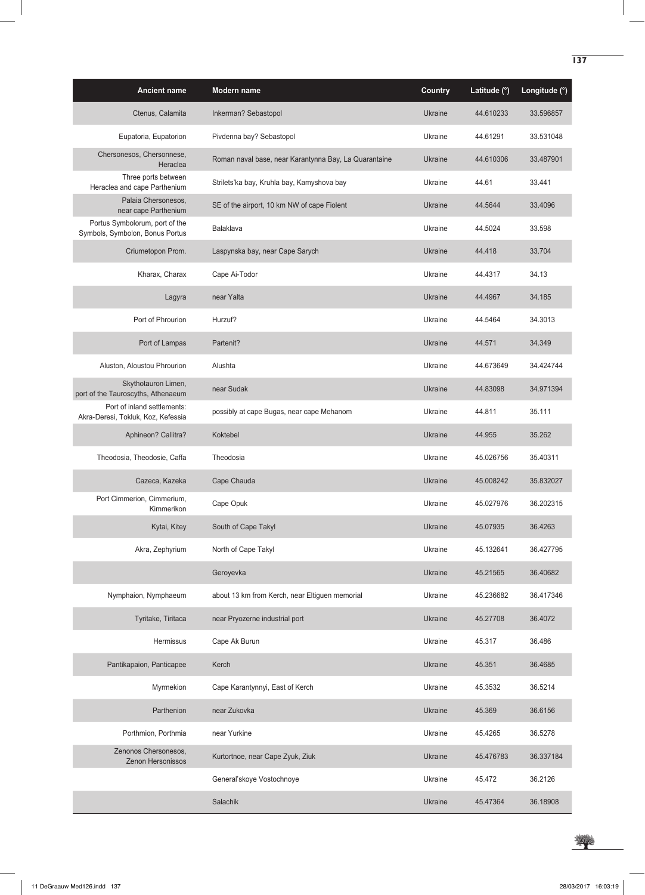| Ancient name | Modern name | Country | Latitude (°) | Longitude (°) |
|---|---|---|---|---|
| Ctenus, Calamita | Inkerman? Sebastopol | Ukraine | 44.610233 | 33.596857 |
| Eupatoria, Eupatorion | Pivdenna bay? Sebastopol | Ukraine | 44.61291 | 33.531048 |
| Chersonesos, Chersonnese, Heraclea | Roman naval base, near Karantynna Bay, La Quarantaine | Ukraine | 44.610306 | 33.487901 |
| Three ports between Heraclea and cape Parthenium | Strilets'ka bay, Kruhla bay, Kamyshova bay | Ukraine | 44.61 | 33.441 |
| Palaia Chersonesos, near cape Parthenium | SE of the airport, 10 km NW of cape Fiolent | Ukraine | 44.5644 | 33.4096 |
| Portus Symbolorum, port of the Symbols, Symbolon, Bonus Portus | Balaklava | Ukraine | 44.5024 | 33.598 |
| Criumetopon Prom. | Laspynska bay, near Cape Sarych | Ukraine | 44.418 | 33.704 |
| Kharax, Charax | Cape Ai-Todor | Ukraine | 44.4317 | 34.13 |
| Lagyra | near Yalta | Ukraine | 44.4967 | 34.185 |
| Port of Phrourion | Hurzuf? | Ukraine | 44.5464 | 34.3013 |
| Port of Lampas | Partenit? | Ukraine | 44.571 | 34.349 |
| Aluston, Aloustou Phrourion | Alushta | Ukraine | 44.673649 | 34.424744 |
| Skythotauron Limen, port of the Tauroscyths, Athenaeum | near Sudak | Ukraine | 44.83098 | 34.971394 |
| Port of inland settlements: Akra-Deresi, Tokluk, Koz, Kefessia | possibly at cape Bugas, near cape Mehanom | Ukraine | 44.811 | 35.111 |
| Aphineon? Callitra? | Koktebel | Ukraine | 44.955 | 35.262 |
| Theodosia, Theodosie, Caffa | Theodosia | Ukraine | 45.026756 | 35.40311 |
| Cazeca, Kazeka | Cape Chauda | Ukraine | 45.008242 | 35.832027 |
| Port Cimmerion, Cimmerium, Kimmerikon | Cape Opuk | Ukraine | 45.027976 | 36.202315 |
| Kytai, Kitey | South of Cape Takyl | Ukraine | 45.07935 | 36.4263 |
| Akra, Zephyrium | North of Cape Takyl | Ukraine | 45.132641 | 36.427795 |
| | Geroyevka | Ukraine | 45.21565 | 36.40682 |
| Nymphaion, Nymphaeum | about 13 km from Kerch, near Eltiguen memorial | Ukraine | 45.236682 | 36.417346 |
| Tyritake, Tiritaca | near Pryozerne industrial port | Ukraine | 45.27708 | 36.4072 |
| Hermissus | Cape Ak Burun | Ukraine | 45.317 | 36.486 |
| Pantikapaion, Panticapee | Kerch | Ukraine | 45.351 | 36.4685 |
| Myrmekion | Cape Karantynnyi, East of Kerch | Ukraine | 45.3532 | 36.5214 |
| Parthenion | near Zukovka | Ukraine | 45.369 | 36.6156 |
| Porthmion, Porthmia | near Yurkine | Ukraine | 45.4265 | 36.5278 |
| Zenonos Chersonesos, Zenon Hersonissos | Kurtortnoe, near Cape Zyuk, Ziuk | Ukraine | 45.476783 | 36.337184 |
| | General'skoye Vostochnoye | Ukraine | 45.472 | 36.2126 |
| | Salachik | Ukraine | 45.47364 | 36.18908 |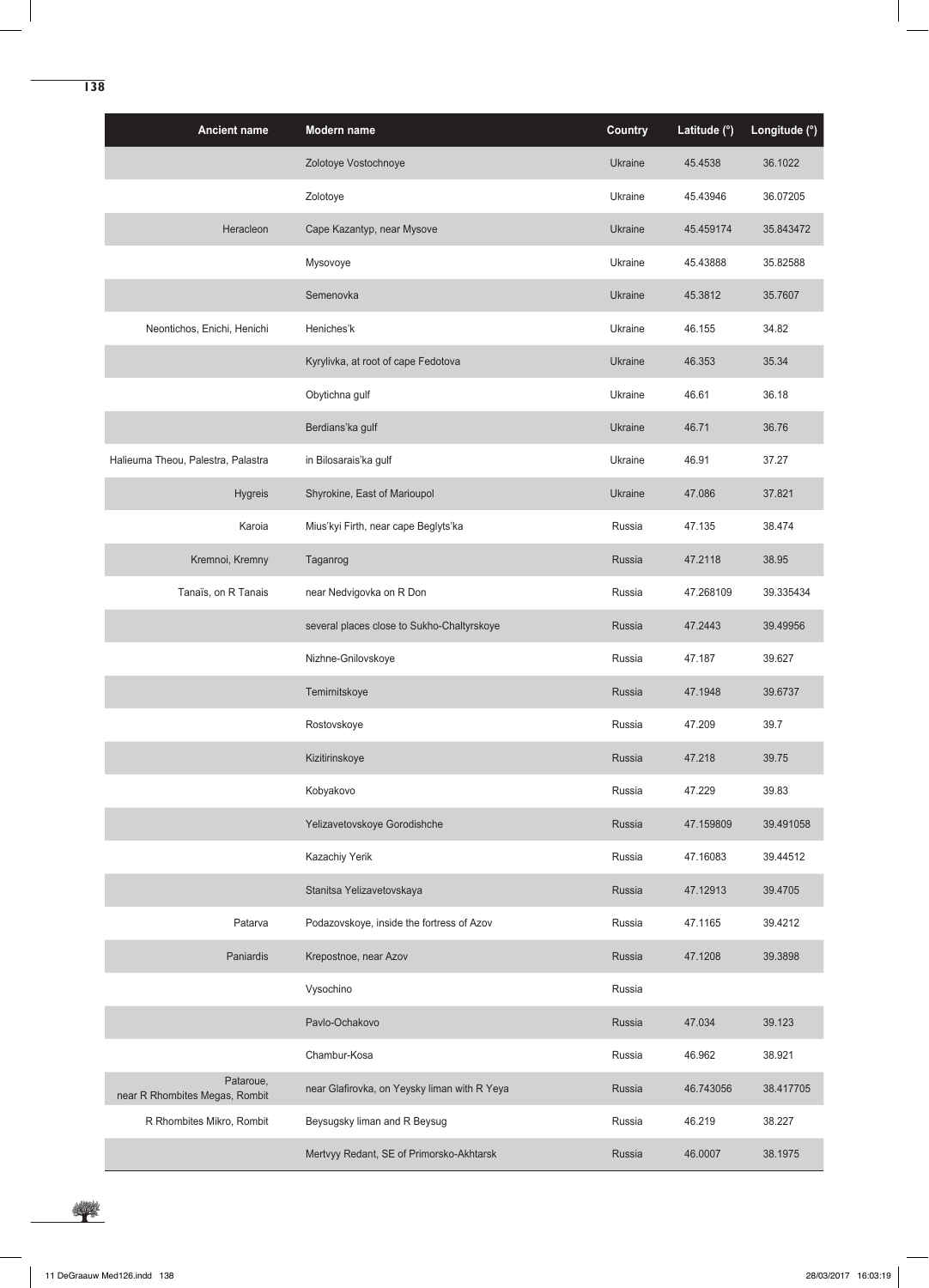| Ancient name | Modern name | Country | Latitude (°) | Longitude (°) |
|---|---|---|---|---|
| | Zolotoye Vostochnoye | Ukraine | 45.4538 | 36.1022 |
| | Zolotoye | Ukraine | 45.43946 | 36.07205 |
| Heracleon | Cape Kazantyp, near Mysove | Ukraine | 45.459174 | 35.843472 |
| | Mysovoye | Ukraine | 45.43888 | 35.82588 |
| | Semenovka | Ukraine | 45.3812 | 35.7607 |
| Neontichos, Enichi, Henichi | Heniches'k | Ukraine | 46.155 | 34.82 |
| | Kyrylivka, at root of cape Fedotova | Ukraine | 46.353 | 35.34 |
| | Obytichna gulf | Ukraine | 46.61 | 36.18 |
| | Berdians'ka gulf | Ukraine | 46.71 | 36.76 |
| Halieuma Theou, Palestra, Palastra | in Bilosarais'ka gulf | Ukraine | 46.91 | 37.27 |
| Hygreis | Shyrokine, East of Marioupol | Ukraine | 47.086 | 37.821 |
| Karoia | Mius'kyi Firth, near cape Beglyts'ka | Russia | 47.135 | 38.474 |
| Kremnoi, Kremny | Taganrog | Russia | 47.2118 | 38.95 |
| Tanaïs, on R Tanais | near Nedvigovka on R Don | Russia | 47.268109 | 39.335434 |
| | several places close to Sukho-Chaltyrskoye | Russia | 47.2443 | 39.49956 |
| | Nizhne-Gnilovskoye | Russia | 47.187 | 39.627 |
| | Temirnitskoye | Russia | 47.1948 | 39.6737 |
| | Rostovskoye | Russia | 47.209 | 39.7 |
| | Kizitirinskoye | Russia | 47.218 | 39.75 |
| | Kobyakovo | Russia | 47.229 | 39.83 |
| | Yelizavetovskoye Gorodishche | Russia | 47.159809 | 39.491058 |
| | Kazachiy Yerik | Russia | 47.16083 | 39.44512 |
| | Stanitsa Yelizavetovskaya | Russia | 47.12913 | 39.4705 |
| Patarva | Podazovskoye, inside the fortress of Azov | Russia | 47.1165 | 39.4212 |
| Paniardis | Krepostnoe, near Azov | Russia | 47.1208 | 39.3898 |
| | Vysochino | Russia | | |
| | Pavlo-Ochakovo | Russia | 47.034 | 39.123 |
| | Chambur-Kosa | Russia | 46.962 | 38.921 |
| Pataroue, near R Rhombites Megas, Rombit | near Glafirovka, on Yeysky liman with R Yeya | Russia | 46.743056 | 38.417705 |
| R Rhombites Mikro, Rombit | Beysugsky liman and R Beysug | Russia | 46.219 | 38.227 |
| | Mertvyy Redant, SE of Primorsko-Akhtarsk | Russia | 46.0007 | 38.1975 |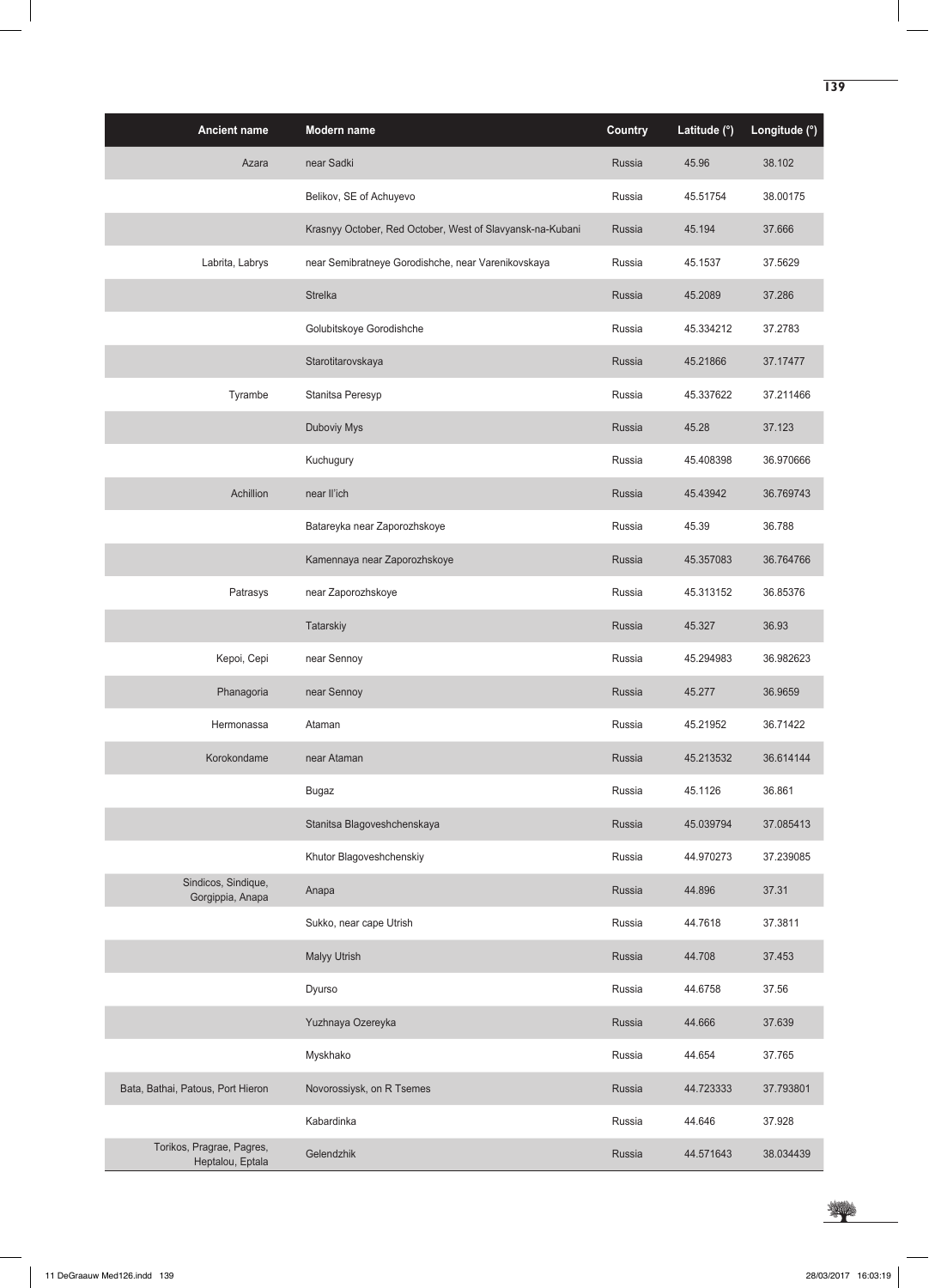| Ancient name | Modern name | Country | Latitude (°) | Longitude (°) |
|---|---|---|---|---|
| Azara | near Sadki | Russia | 45.96 | 38.102 |
| | Belikov, SE of Achuyevo | Russia | 45.51754 | 38.00175 |
| | Krasnyy October, Red October, West of Slavyansk-na-Kubani | Russia | 45.194 | 37.666 |
| Labrita, Labrys | near Semibratneye Gorodishche, near Varenikovskaya | Russia | 45.1537 | 37.5629 |
| | Strelka | Russia | 45.2089 | 37.286 |
| | Golubitskoye Gorodishche | Russia | 45.334212 | 37.2783 |
| | Starotitarovskaya | Russia | 45.21866 | 37.17477 |
| Tyrambe | Stanitsa Peresyp | Russia | 45.337622 | 37.211466 |
| | Duboviy Mys | Russia | 45.28 | 37.123 |
| | Kuchugury | Russia | 45.408398 | 36.970666 |
| Achillion | near Il'ich | Russia | 45.43942 | 36.769743 |
| | Batareyka near Zaporozhskoye | Russia | 45.39 | 36.788 |
| | Kamennaya near Zaporozhskoye | Russia | 45.357083 | 36.764766 |
| Patrasys | near Zaporozhskoye | Russia | 45.313152 | 36.85376 |
| | Tatarskiy | Russia | 45.327 | 36.93 |
| Kepoi, Cepi | near Sennoy | Russia | 45.294983 | 36.982623 |
| Phanagoria | near Sennoy | Russia | 45.277 | 36.9659 |
| Hermonassa | Ataman | Russia | 45.21952 | 36.71422 |
| Korokondame | near Ataman | Russia | 45.213532 | 36.614144 |
| | Bugaz | Russia | 45.1126 | 36.861 |
| | Stanitsa Blagoveshchenskaya | Russia | 45.039794 | 37.085413 |
| | Khutor Blagoveshchenskiy | Russia | 44.970273 | 37.239085 |
| Sindicos, Sindique, Gorgippia, Anapa | Anapa | Russia | 44.896 | 37.31 |
| | Sukko, near cape Utrish | Russia | 44.7618 | 37.3811 |
| | Malyy Utrish | Russia | 44.708 | 37.453 |
| | Dyurso | Russia | 44.6758 | 37.56 |
| | Yuzhnaya Ozereyka | Russia | 44.666 | 37.639 |
| | Myskhako | Russia | 44.654 | 37.765 |
| Bata, Bathai, Patous, Port Hieron | Novorossiysk, on R Tsemes | Russia | 44.723333 | 37.793801 |
| | Kabardinka | Russia | 44.646 | 37.928 |
| Torikos, Pragrae, Pagres, Heptalou, Eptala | Gelendzhik | Russia | 44.571643 | 38.034439 |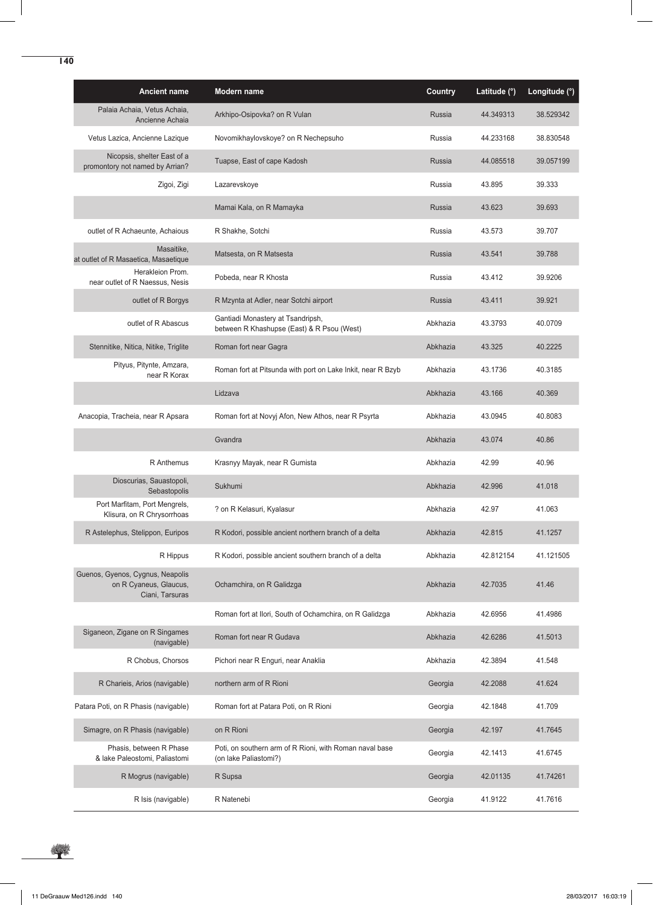| Ancient name | Modern name | Country | Latitude (°) | Longitude (°) |
|---|---|---|---|---|
| Palaia Achaia, Vetus Achaia, Ancienne Achaia | Arkhipo-Osipovka? on R Vulan | Russia | 44.349313 | 38.529342 |
| Vetus Lazica, Ancienne Lazique | Novomikhaylovskoye? on R Nechepsuho | Russia | 44.233168 | 38.830548 |
| Nicopsis, shelter East of a promontory not named by Arrian? | Tuapse, East of cape Kadosh | Russia | 44.085518 | 39.057199 |
| Zigoi, Zigi | Lazarevskoye | Russia | 43.895 | 39.333 |
| | Mamai Kala, on R Mamayka | Russia | 43.623 | 39.693 |
| outlet of R Achaeunte, Achaious | R Shakhe, Sotchi | Russia | 43.573 | 39.707 |
| Masaitike, at outlet of R Masaetica, Masaetique | Matsesta, on R Matsesta | Russia | 43.541 | 39.788 |
| Herakleion Prom. near outlet of R Naessus, Nesis | Pobeda, near R Khosta | Russia | 43.412 | 39.9206 |
| outlet of R Borgys | R Mzynta at Adler, near Sotchi airport | Russia | 43.411 | 39.921 |
| outlet of R Abascus | Gantiadi Monastery at Tsandripsh, between R Khashupse (East) & R Psou (West) | Abkhazia | 43.3793 | 40.0709 |
| Stennitike, Nitica, Nitike, Triglite | Roman fort near Gagra | Abkhazia | 43.325 | 40.2225 |
| Pityus, Pitynte, Amzara, near R Korax | Roman fort at Pitsunda with port on Lake Inkit, near R Bzyb | Abkhazia | 43.1736 | 40.3185 |
| | Lidzava | Abkhazia | 43.166 | 40.369 |
| Anacopia, Tracheia, near R Apsara | Roman fort at Novyj Afon, New Athos, near R Psyrta | Abkhazia | 43.0945 | 40.8083 |
| | Gvandra | Abkhazia | 43.074 | 40.86 |
| R Anthemus | Krasnyy Mayak, near R Gumista | Abkhazia | 42.99 | 40.96 |
| Dioscurias, Sauastopoli, Sebastopolis | Sukhumi | Abkhazia | 42.996 | 41.018 |
| Port Marfitam, Port Mengrels, Klisura, on R Chrysorrhoas | ? on R Kelasuri, Kyalasur | Abkhazia | 42.97 | 41.063 |
| R Astelephus, Stelippon, Euripos | R Kodori, possible ancient northern branch of a delta | Abkhazia | 42.815 | 41.1257 |
| R Hippus | R Kodori, possible ancient southern branch of a delta | Abkhazia | 42.812154 | 41.121505 |
| Guenos, Gyenos, Cygnus, Neapolis on R Cyaneus, Glaucus, Ciani, Tarsuras | Ochamchira, on R Galidzga | Abkhazia | 42.7035 | 41.46 |
| | Roman fort at Ilori, South of Ochamchira, on R Galidzga | Abkhazia | 42.6956 | 41.4986 |
| Siganeon, Zigane on R Singames (navigable) | Roman fort near R Gudava | Abkhazia | 42.6286 | 41.5013 |
| R Chobus, Chorsos | Pichori near R Enguri, near Anaklia | Abkhazia | 42.3894 | 41.548 |
| R Charieis, Arios (navigable) | northern arm of R Rioni | Georgia | 42.2088 | 41.624 |
| Patara Poti, on R Phasis (navigable) | Roman fort at Patara Poti, on R Rioni | Georgia | 42.1848 | 41.709 |
| Simagre, on R Phasis (navigable) | on R Rioni | Georgia | 42.197 | 41.7645 |
| Phasis, between R Phase & lake Paleostomi, Paliastomi | Poti, on southern arm of R Rioni, with Roman naval base (on lake Paliastomi?) | Georgia | 42.1413 | 41.6745 |
| R Mogrus (navigable) | R Supsa | Georgia | 42.01135 | 41.74261 |
| R Isis (navigable) | R Natenebi | Georgia | 41.9122 | 41.7616 |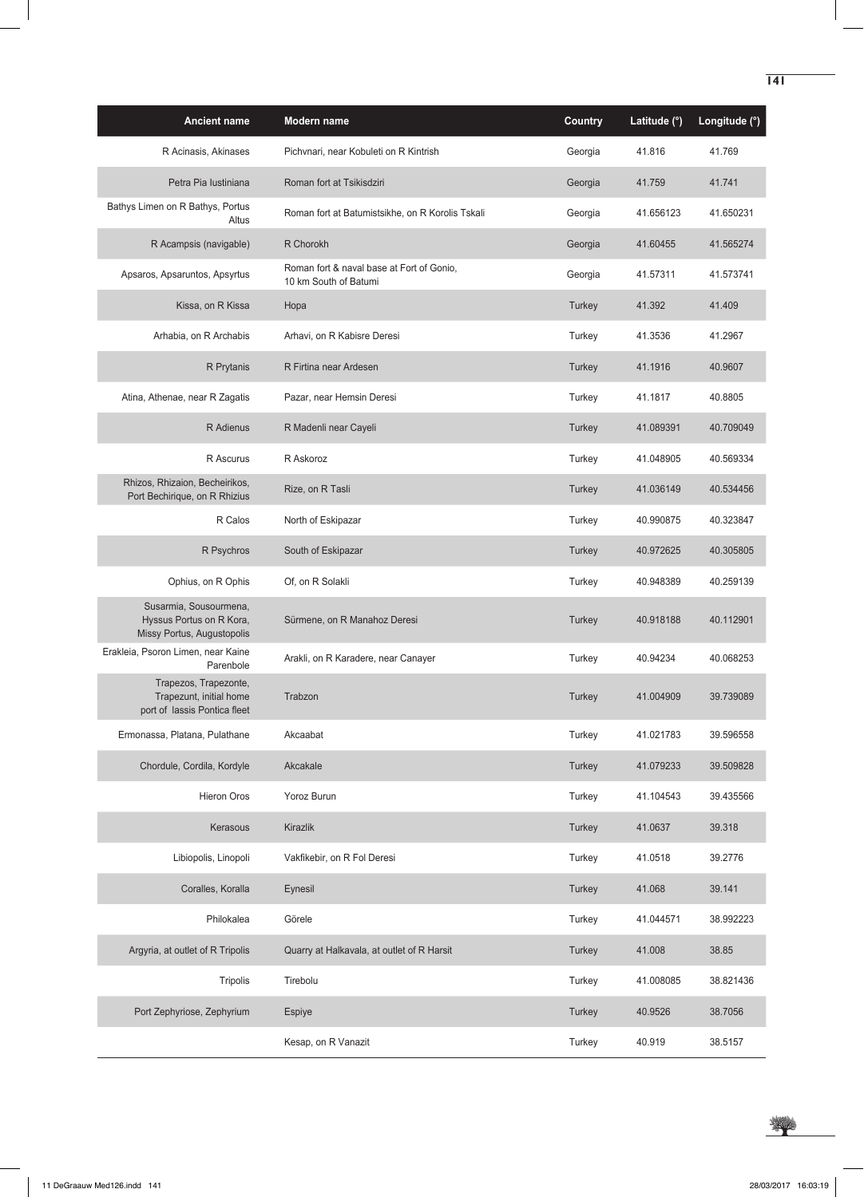| Ancient name | Modern name | Country | Latitude (°) | Longitude (°) |
| --- | --- | --- | --- | --- |
| R Acinasis, Akinases | Pichvnari, near Kobuleti on R Kintrish | Georgia | 41.816 | 41.769 |
| Petra Pia Iustiniana | Roman fort at Tsikisdziri | Georgia | 41.759 | 41.741 |
| Bathys Limen on R Bathys, Portus Altus | Roman fort at Batumistsikhe, on R Korolis Tskali | Georgia | 41.656123 | 41.650231 |
| R Acampsis (navigable) | R Chorokh | Georgia | 41.60455 | 41.565274 |
| Apsaros, Apsaruntos, Apsyrtus | Roman fort & naval base at Fort of Gonio, 10 km South of Batumi | Georgia | 41.57311 | 41.573741 |
| Kissa, on R Kissa | Hopa | Turkey | 41.392 | 41.409 |
| Arhabia, on R Archabis | Arhavi, on R Kabisre Deresi | Turkey | 41.3536 | 41.2967 |
| R Prytanis | R Firtina near Ardesen | Turkey | 41.1916 | 40.9607 |
| Atina, Athenae, near R Zagatis | Pazar, near Hemsin Deresi | Turkey | 41.1817 | 40.8805 |
| R Adienus | R Madenli near Cayeli | Turkey | 41.089391 | 40.709049 |
| R Ascurus | R Askoroz | Turkey | 41.048905 | 40.569334 |
| Rhizos, Rhizaion, Becheirikos, Port Bechirique, on R Rhizius | Rize, on R Tasli | Turkey | 41.036149 | 40.534456 |
| R Calos | North of Eskipazar | Turkey | 40.990875 | 40.323847 |
| R Psychros | South of Eskipazar | Turkey | 40.972625 | 40.305805 |
| Ophius, on R Ophis | Of, on R Solakli | Turkey | 40.948389 | 40.259139 |
| Susarmia, Sousourmena, Hyssus Portus on R Kora, Missy Portus, Augustopolis | Sürmene, on R Manahoz Deresi | Turkey | 40.918188 | 40.112901 |
| Erakleia, Psoron Limen, near Kaine Parenbole | Arakli, on R Karadere, near Canayer | Turkey | 40.94234 | 40.068253 |
| Trapezos, Trapezonte, Trapezunt, initial home port of Iassis Pontica fleet | Trabzon | Turkey | 41.004909 | 39.739089 |
| Ermonassa, Platana, Pulathane | Akcaabat | Turkey | 41.021783 | 39.596558 |
| Chordule, Cordila, Kordyle | Akcakale | Turkey | 41.079233 | 39.509828 |
| Hieron Oros | Yoroz Burun | Turkey | 41.104543 | 39.435566 |
| Kerasous | Kirazlik | Turkey | 41.0637 | 39.318 |
| Libiopolis, Linopoli | Vakfikebir, on R Fol Deresi | Turkey | 41.0518 | 39.2776 |
| Coralles, Koralla | Eynesil | Turkey | 41.068 | 39.141 |
| Philokalea | Görele | Turkey | 41.044571 | 38.992223 |
| Argyria, at outlet of R Tripolis | Quarry at Halkavala, at outlet of R Harsit | Turkey | 41.008 | 38.85 |
| Tripolis | Tirebolu | Turkey | 41.008085 | 38.821436 |
| Port Zephyriose, Zephyrium | Espiye | Turkey | 40.9526 | 38.7056 |
| | Kesap, on R Vanazit | Turkey | 40.919 | 38.5157 |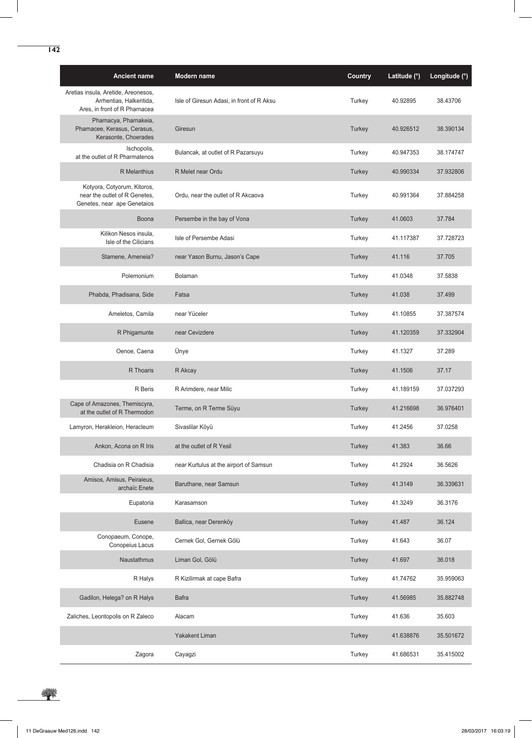| Ancient name | Modern name | Country | Latitude (°) | Longitude (°) |
|---|---|---|---|---|
| Aretias insula, Aretide, Areonesos, Arrhentias, Halkeritida, Ares, in front of R Pharnacea | Isle of Giresun Adasi, in front of R Aksu | Turkey | 40.92895 | 38.43706 |
| Pharnacya, Pharnakeia, Pharnacee, Kerasus, Cerasus, Kerasonte, Choerades | Giresun | Turkey | 40.926512 | 38.390134 |
| Ischopolis, at the outlet of R Pharmatenos | Bulancak, at outlet of R Pazarsuyu | Turkey | 40.947353 | 38.174747 |
| R Melanthius | R Melet near Ordu | Turkey | 40.990334 | 37.932806 |
| Kotyora, Cotyorum, Kitoros, near the outlet of R Genetes, Genetes, near ape Genetaios | Ordu, near the outlet of R Akcaova | Turkey | 40.991364 | 37.884258 |
| Boona | Persembe in the bay of Vona | Turkey | 41.0603 | 37.784 |
| Kilikon Nesos insula, Isle of the Cilicians | Isle of Persembe Adasi | Turkey | 41.117387 | 37.728723 |
| Stamene, Ameneia? | near Yason Burnu, Jason's Cape | Turkey | 41.116 | 37.705 |
| Polemonium | Bolaman | Turkey | 41.0348 | 37.5838 |
| Phabda, Phadisana, Side | Fatsa | Turkey | 41.038 | 37.499 |
| Ameletos, Camila | near Yüceler | Turkey | 41.10855 | 37.387574 |
| R Phigamunte | near Cevizdere | Turkey | 41.120359 | 37.332904 |
| Oenoe, Caena | Ünye | Turkey | 41.1327 | 37.289 |
| R Thoaris | R Akcay | Turkey | 41.1506 | 37.17 |
| R Beris | R Arimdere, near Milic | Turkey | 41.189159 | 37.037293 |
| Cape of Amazones, Themiscyra, at the outlet of R Thermodon | Terme, on R Terme Süyu | Turkey | 41.216698 | 36.976401 |
| Lamyron, Herakleion, Heracleum | Sivaslilar Köyü | Turkey | 41.2456 | 37.0258 |
| Ankon, Acona on R Iris | at the outlet of R Yesil | Turkey | 41.383 | 36.66 |
| Chadisia on R Chadisia | near Kurtulus at the airport of Samsun | Turkey | 41.2924 | 36.5626 |
| Amisos, Amisus, Peiraieus, archaïc Enete | Baruthane, near Samsun | Turkey | 41.3149 | 36.339631 |
| Eupatoria | Karasamson | Turkey | 41.3249 | 36.3176 |
| Eusene | Ballica, near Derenköy | Turkey | 41.487 | 36.124 |
| Conopaeum, Conope, Conopeius Lacus | Cernek Gol, Gernek Gölü | Turkey | 41.643 | 36.07 |
| Naustathmus | Liman Gol, Gölü | Turkey | 41.697 | 36.018 |
| R Halys | R Kizilirmak at cape Bafra | Turkey | 41.74762 | 35.959063 |
| Gadilon, Helega? on R Halys | Bafra | Turkey | 41.56985 | 35.882748 |
| Zaliches, Leontopolis on R Zaleco | Alacam | Turkey | 41.636 | 35.603 |
| | Yakakent Liman | Turkey | 41.638876 | 35.501672 |
| Zagora | Cayagzi | Turkey | 41.686531 | 35.415002 |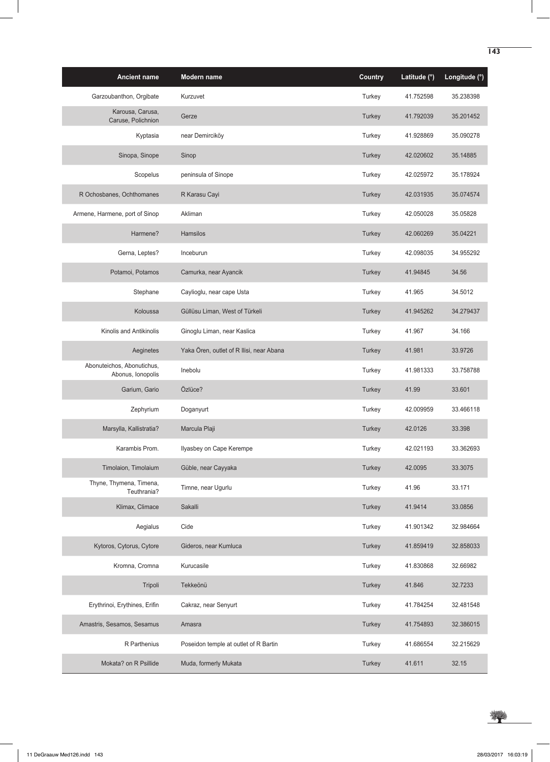| Ancient name | Modern name | Country | Latitude (°) | Longitude (°) |
|---|---|---|---|---|
| Garzoubanthon, Orgibate | Kurzuvet | Turkey | 41.752598 | 35.238398 |
| Karousa, Carusa, Caruse, Polichnion | Gerze | Turkey | 41.792039 | 35.201452 |
| Kyptasia | near Demirciköy | Turkey | 41.928869 | 35.090278 |
| Sinopa, Sinope | Sinop | Turkey | 42.020602 | 35.14885 |
| Scopelus | peninsula of Sinope | Turkey | 42.025972 | 35.178924 |
| R Ochosbanes, Ochthomanes | R Karasu Cayi | Turkey | 42.031935 | 35.074574 |
| Armene, Harmene, port of Sinop | Akliman | Turkey | 42.050028 | 35.05828 |
| Harmene? | Hamsilos | Turkey | 42.060269 | 35.04221 |
| Gerna, Leptes? | Inceburun | Turkey | 42.098035 | 34.955292 |
| Potamoi, Potamos | Camurka, near Ayancik | Turkey | 41.94845 | 34.56 |
| Stephane | Caylioglu, near cape Usta | Turkey | 41.965 | 34.5012 |
| Koloussa | Güllüsu Liman, West of Türkeli | Turkey | 41.945262 | 34.279437 |
| Kinolis and Antikinolis | Ginoglu Liman, near Kaslica | Turkey | 41.967 | 34.166 |
| Aeginetes | Yaka Ören, outlet of R Ilisi, near Abana | Turkey | 41.981 | 33.9726 |
| Abonuteichos, Abonutichus, Abonus, Ionopolis | Inebolu | Turkey | 41.981333 | 33.758788 |
| Garium, Gario | Özlüce? | Turkey | 41.99 | 33.601 |
| Zephyrium | Doganyurt | Turkey | 42.009959 | 33.466118 |
| Marsylla, Kallistratia? | Marcula Plaji | Turkey | 42.0126 | 33.398 |
| Karambis Prom. | Ilyasbey on Cape Kerempe | Turkey | 42.021193 | 33.362693 |
| Timolaion, Timolaium | Güble, near Cayyaka | Turkey | 42.0095 | 33.3075 |
| Thyne, Thymena, Timena, Teuthrania? | Timne, near Ugurlu | Turkey | 41.96 | 33.171 |
| Klimax, Climace | Sakalli | Turkey | 41.9414 | 33.0856 |
| Aegialus | Cide | Turkey | 41.901342 | 32.984664 |
| Kytoros, Cytorus, Cytore | Gideros, near Kumluca | Turkey | 41.859419 | 32.858033 |
| Kromna, Cromna | Kurucasile | Turkey | 41.830868 | 32.66982 |
| Tripoli | Tekkeönü | Turkey | 41.846 | 32.7233 |
| Erythrinoi, Erythines, Erifin | Cakraz, near Senyurt | Turkey | 41.784254 | 32.481548 |
| Amastris, Sesamos, Sesamus | Amasra | Turkey | 41.754893 | 32.386015 |
| R Parthenius | Poseidon temple at outlet of R Bartin | Turkey | 41.686554 | 32.215629 |
| Mokata? on R Psillide | Muda, formerly Mukata | Turkey | 41.611 | 32.15 |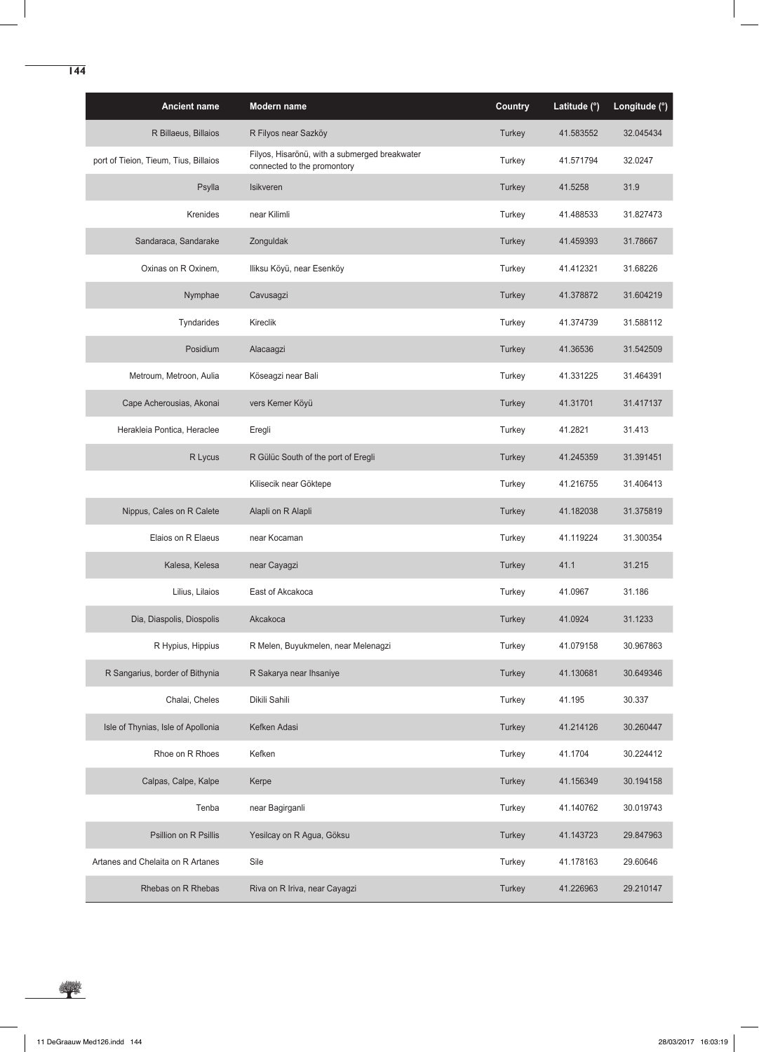| Ancient name | Modern name | Country | Latitude (°) | Longitude (°) |
|---|---|---|---|---|
| R Billaeus, Billaios | R Filyos near Sazköy | Turkey | 41.583552 | 32.045434 |
| port of Tieion, Tieum, Tius, Billaios | Filyos, Hisarönü, with a submerged breakwater connected to the promontory | Turkey | 41.571794 | 32.0247 |
| Psylla | Isikveren | Turkey | 41.5258 | 31.9 |
| Krenides | near Kilimli | Turkey | 41.488533 | 31.827473 |
| Sandaraca, Sandarake | Zonguldak | Turkey | 41.459393 | 31.78667 |
| Oxinas on R Oxinem, | Iliksu Köyü, near Esenköy | Turkey | 41.412321 | 31.68226 |
| Nymphae | Cavusagzi | Turkey | 41.378872 | 31.604219 |
| Tyndarides | Kireclik | Turkey | 41.374739 | 31.588112 |
| Posidium | Alacaagzi | Turkey | 41.36536 | 31.542509 |
| Metroum, Metroon, Aulia | Köseagzi near Bali | Turkey | 41.331225 | 31.464391 |
| Cape Acherousias, Akonai | vers Kemer Köyü | Turkey | 41.31701 | 31.417137 |
| Herakleia Pontica, Heraclee | Eregli | Turkey | 41.2821 | 31.413 |
| R Lycus | R Gülüc South of the port of Eregli | Turkey | 41.245359 | 31.391451 |
| | Kilisecik near Göktepe | Turkey | 41.216755 | 31.406413 |
| Nippus, Cales on R Calete | Alapli on R Alapli | Turkey | 41.182038 | 31.375819 |
| Elaios on R Elaeus | near Kocaman | Turkey | 41.119224 | 31.300354 |
| Kalesa, Kelesa | near Cayagzi | Turkey | 41.1 | 31.215 |
| Lilius, Lilaios | East of Akcakoca | Turkey | 41.0967 | 31.186 |
| Dia, Diaspolis, Diospolis | Akcakoca | Turkey | 41.0924 | 31.1233 |
| R Hypius, Hippius | R Melen, Buyukmelen, near Melenagzi | Turkey | 41.079158 | 30.967863 |
| R Sangarius, border of Bithynia | R Sakarya near Ihsaniye | Turkey | 41.130681 | 30.649346 |
| Chalai, Cheles | Dikili Sahili | Turkey | 41.195 | 30.337 |
| Isle of Thynias, Isle of Apollonia | Kefken Adasi | Turkey | 41.214126 | 30.260447 |
| Rhoe on R Rhoes | Kefken | Turkey | 41.1704 | 30.224412 |
| Calpas, Calpe, Kalpe | Kerpe | Turkey | 41.156349 | 30.194158 |
| Tenba | near Bagirganli | Turkey | 41.140762 | 30.019743 |
| Psillion on R Psillis | Yesilcay on R Agua, Göksu | Turkey | 41.143723 | 29.847963 |
| Artanes and Chelaita on R Artanes | Sile | Turkey | 41.178163 | 29.60646 |
| Rhebas on R Rhebas | Riva on R Iriva, near Cayagzi | Turkey | 41.226963 | 29.210147 |